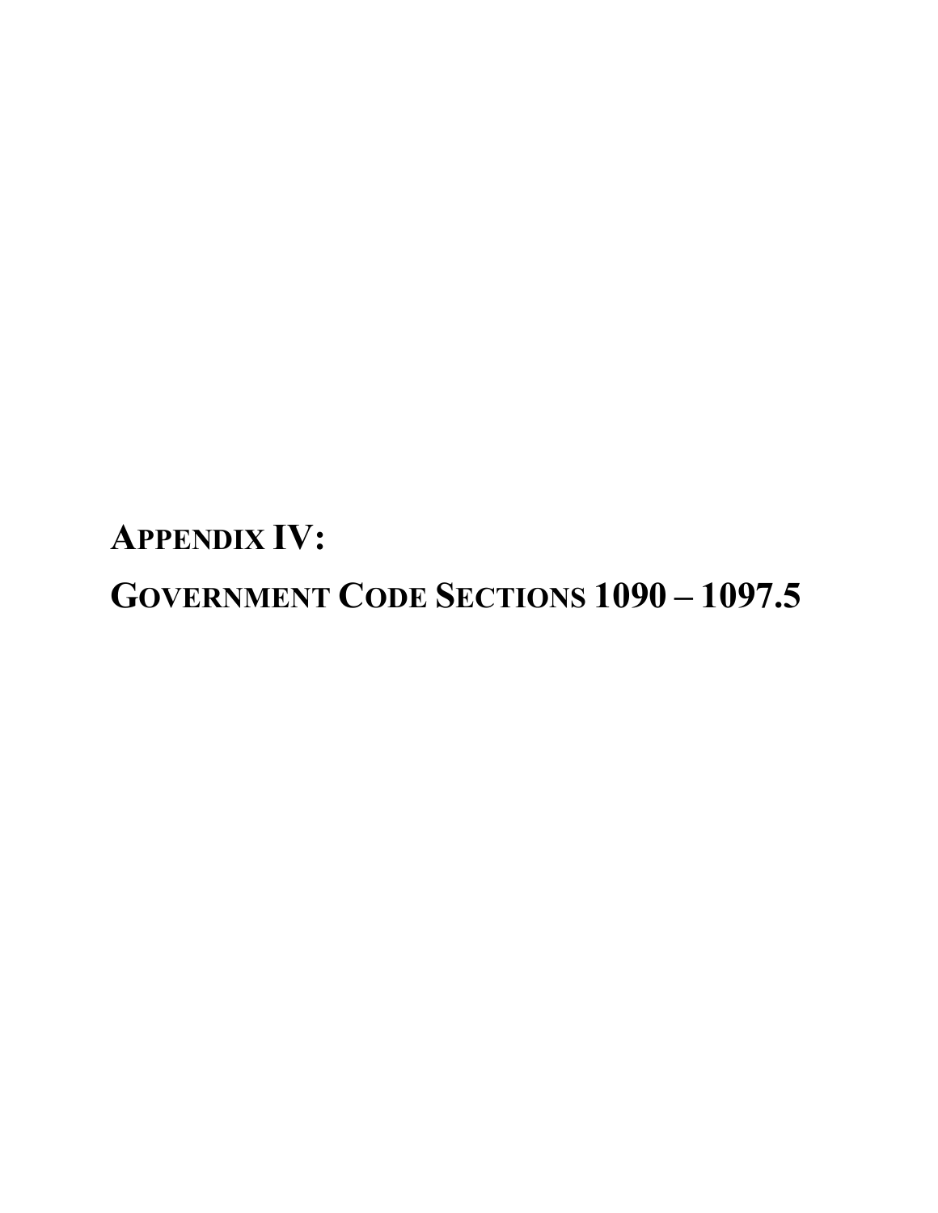# APPENDIX IV:

# GOVERNMENT CODE SECTIONS 1090 – 1097.5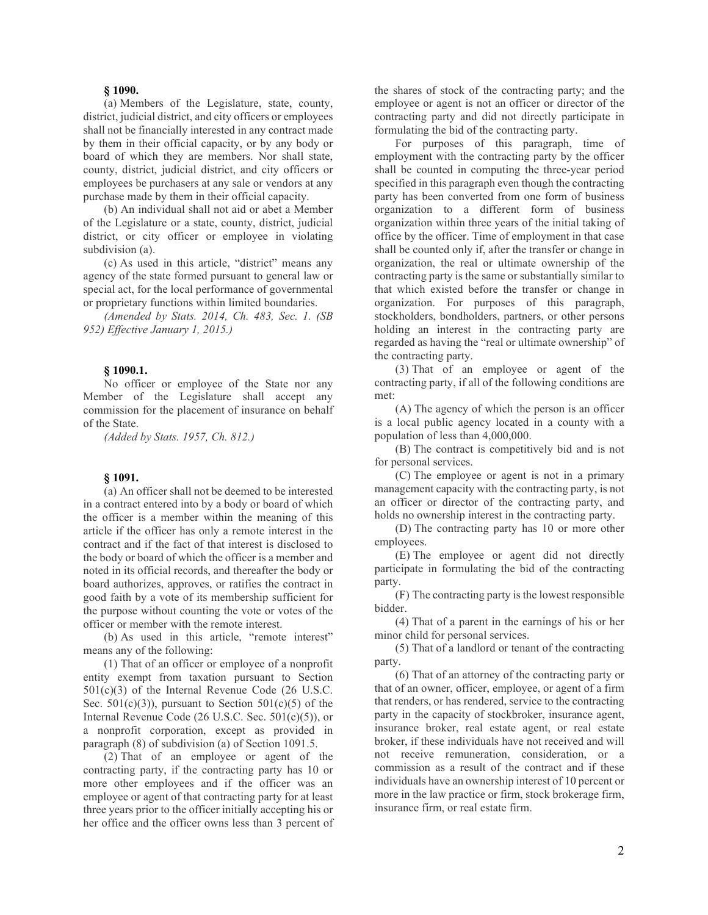**§ 1090.**

(a) Members of the Legislature, state, county, district, judicial district, and city officers or employees shall not be financially interested in any contract made by them in their official capacity, or by any body or board of which they are members. Nor shall state, county, district, judicial district, and city officers or employees be purchasers at any sale or vendors at any purchase made by them in their official capacity.

(b) An individual shall not aid or abet a Member of the Legislature or a state, county, district, judicial district, or city officer or employee in violating subdivision (a).

(c) As used in this article, "district" means any agency of the state formed pursuant to general law or special act, for the local performance of governmental or proprietary functions within limited boundaries.

*(Amended by Stats. 2014, Ch. 483, Sec. 1. (SB 952) Effective January 1, 2015.)*

**§ 1090.1.**

No officer or employee of the State nor any Member of the Legislature shall accept any commission for the placement of insurance on behalf of the State.

*(Added by Stats. 1957, Ch. 812.)*

**§ 1091.**

(a) An officer shall not be deemed to be interested in a contract entered into by a body or board of which the officer is a member within the meaning of this article if the officer has only a remote interest in the contract and if the fact of that interest is disclosed to the body or board of which the officer is a member and noted in its official records, and thereafter the body or board authorizes, approves, or ratifies the contract in good faith by a vote of its membership sufficient for the purpose without counting the vote or votes of the officer or member with the remote interest.

(b) As used in this article, "remote interest" means any of the following:

(1) That of an officer or employee of a nonprofit entity exempt from taxation pursuant to Section 501(c)(3) of the Internal Revenue Code (26 U.S.C. Sec. 501(c)(3)), pursuant to Section 501(c)(5) of the Internal Revenue Code (26 U.S.C. Sec. 501(c)(5)), or a nonprofit corporation, except as provided in paragraph (8) of subdivision (a) of Section 1091.5.

(2) That of an employee or agent of the contracting party, if the contracting party has 10 or more other employees and if the officer was an employee or agent of that contracting party for at least three years prior to the officer initially accepting his or her office and the officer owns less than 3 percent of the shares of stock of the contracting party; and the employee or agent is not an officer or director of the contracting party and did not directly participate in formulating the bid of the contracting party.

For purposes of this paragraph, time of employment with the contracting party by the officer shall be counted in computing the three-year period specified in this paragraph even though the contracting party has been converted from one form of business organization to a different form of business organization within three years of the initial taking of office by the officer. Time of employment in that case shall be counted only if, after the transfer or change in organization, the real or ultimate ownership of the contracting party is the same or substantially similar to that which existed before the transfer or change in organization. For purposes of this paragraph, stockholders, bondholders, partners, or other persons holding an interest in the contracting party are regarded as having the "real or ultimate ownership" of the contracting party.

(3) That of an employee or agent of the contracting party, if all of the following conditions are met:

(A) The agency of which the person is an officer is a local public agency located in a county with a population of less than 4,000,000.

(B) The contract is competitively bid and is not for personal services.

(C) The employee or agent is not in a primary management capacity with the contracting party, is not an officer or director of the contracting party, and holds no ownership interest in the contracting party.

(D) The contracting party has 10 or more other employees.

(E) The employee or agent did not directly participate in formulating the bid of the contracting party.

(F) The contracting party is the lowest responsible bidder.

(4) That of a parent in the earnings of his or her minor child for personal services.

(5) That of a landlord or tenant of the contracting party.

(6) That of an attorney of the contracting party or that of an owner, officer, employee, or agent of a firm that renders, or has rendered, service to the contracting party in the capacity of stockbroker, insurance agent, insurance broker, real estate agent, or real estate broker, if these individuals have not received and will not receive remuneration, consideration, or a commission as a result of the contract and if these individuals have an ownership interest of 10 percent or more in the law practice or firm, stock brokerage firm, insurance firm, or real estate firm.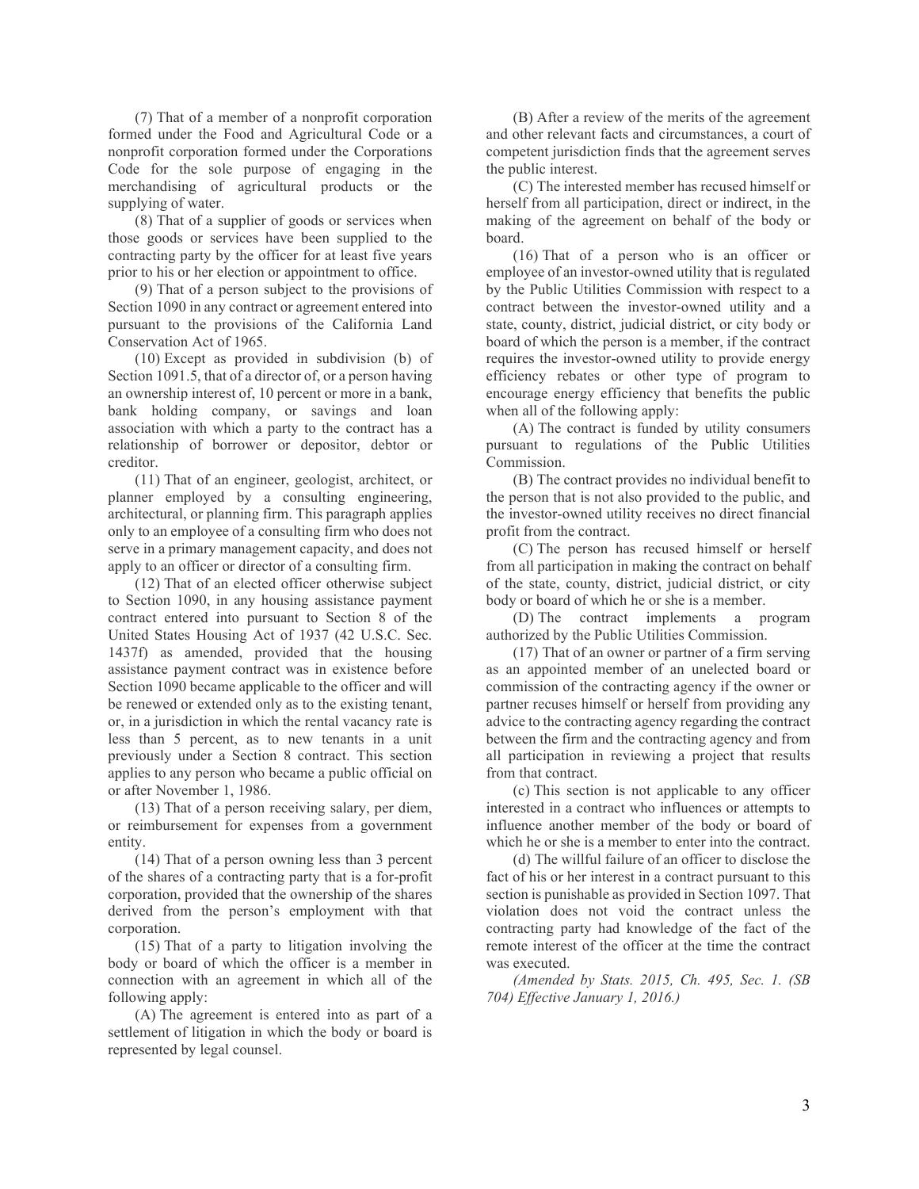(7) That of a member of a nonprofit corporation formed under the Food and Agricultural Code or a nonprofit corporation formed under the Corporations Code for the sole purpose of engaging in the merchandising of agricultural products or the supplying of water.

(8) That of a supplier of goods or services when those goods or services have been supplied to the contracting party by the officer for at least five years prior to his or her election or appointment to office.

(9) That of a person subject to the provisions of Section 1090 in any contract or agreement entered into pursuant to the provisions of the California Land Conservation Act of 1965.

(10) Except as provided in subdivision (b) of Section 1091.5, that of a director of, or a person having an ownership interest of, 10 percent or more in a bank, bank holding company, or savings and loan association with which a party to the contract has a relationship of borrower or depositor, debtor or creditor.

(11) That of an engineer, geologist, architect, or planner employed by a consulting engineering, architectural, or planning firm. This paragraph applies only to an employee of a consulting firm who does not serve in a primary management capacity, and does not apply to an officer or director of a consulting firm.

(12) That of an elected officer otherwise subject to Section 1090, in any housing assistance payment contract entered into pursuant to Section 8 of the United States Housing Act of 1937 (42 U.S.C. Sec. 1437f) as amended, provided that the housing assistance payment contract was in existence before Section 1090 became applicable to the officer and will be renewed or extended only as to the existing tenant, or, in a jurisdiction in which the rental vacancy rate is less than 5 percent, as to new tenants in a unit previously under a Section 8 contract. This section applies to any person who became a public official on or after November 1, 1986.

(13) That of a person receiving salary, per diem, or reimbursement for expenses from a government entity.

(14) That of a person owning less than 3 percent of the shares of a contracting party that is a for-profit corporation, provided that the ownership of the shares derived from the person's employment with that corporation.

(15) That of a party to litigation involving the body or board of which the officer is a member in connection with an agreement in which all of the following apply:

(A) The agreement is entered into as part of a settlement of litigation in which the body or board is represented by legal counsel.

(B) After a review of the merits of the agreement and other relevant facts and circumstances, a court of competent jurisdiction finds that the agreement serves the public interest.

(C) The interested member has recused himself or herself from all participation, direct or indirect, in the making of the agreement on behalf of the body or board.

(16) That of a person who is an officer or employee of an investor-owned utility that is regulated by the Public Utilities Commission with respect to a contract between the investor-owned utility and a state, county, district, judicial district, or city body or board of which the person is a member, if the contract requires the investor-owned utility to provide energy efficiency rebates or other type of program to encourage energy efficiency that benefits the public when all of the following apply:

(A) The contract is funded by utility consumers pursuant to regulations of the Public Utilities Commission.

(B) The contract provides no individual benefit to the person that is not also provided to the public, and the investor-owned utility receives no direct financial profit from the contract.

(C) The person has recused himself or herself from all participation in making the contract on behalf of the state, county, district, judicial district, or city body or board of which he or she is a member.

(D) The contract implements a program authorized by the Public Utilities Commission.

(17) That of an owner or partner of a firm serving as an appointed member of an unelected board or commission of the contracting agency if the owner or partner recuses himself or herself from providing any advice to the contracting agency regarding the contract between the firm and the contracting agency and from all participation in reviewing a project that results from that contract.

(c) This section is not applicable to any officer interested in a contract who influences or attempts to influence another member of the body or board of which he or she is a member to enter into the contract.

(d) The willful failure of an officer to disclose the fact of his or her interest in a contract pursuant to this section is punishable as provided in Section 1097. That violation does not void the contract unless the contracting party had knowledge of the fact of the remote interest of the officer at the time the contract was executed.

*(Amended by Stats. 2015, Ch. 495, Sec. 1. (SB 704) Effective January 1, 2016.)*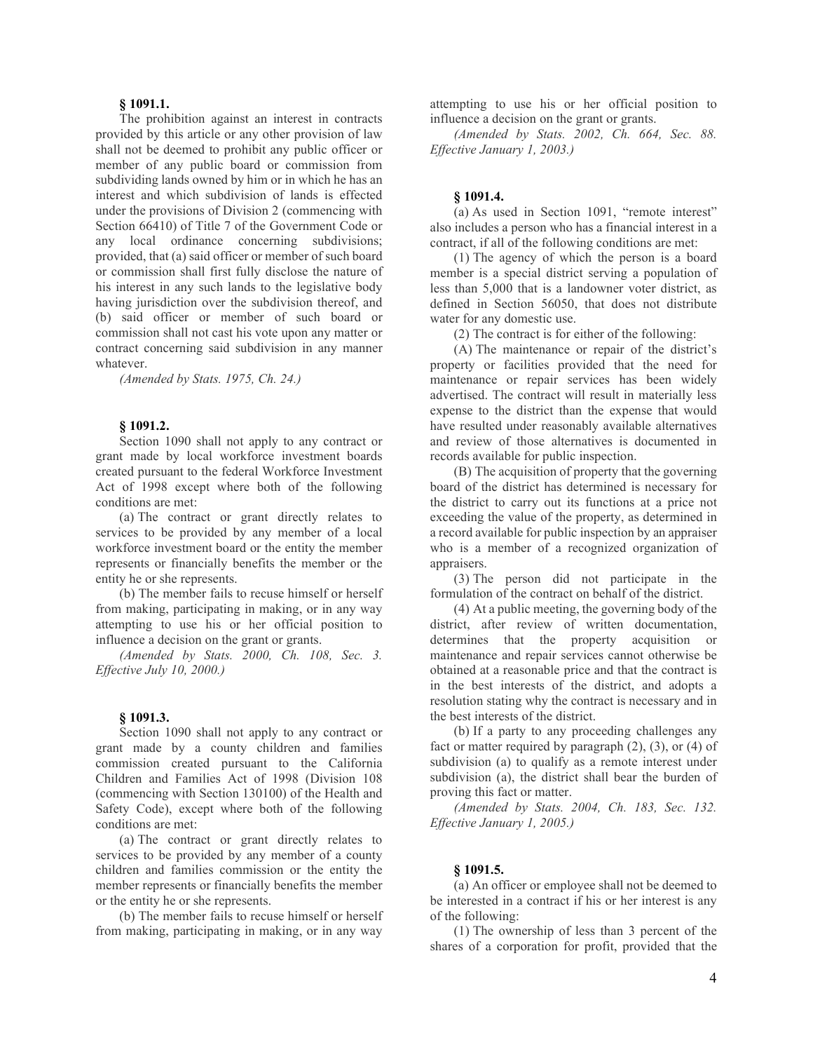**§ 1091.1.**

The prohibition against an interest in contracts provided by this article or any other provision of law shall not be deemed to prohibit any public officer or member of any public board or commission from subdividing lands owned by him or in which he has an interest and which subdivision of lands is effected under the provisions of Division 2 (commencing with Section 66410) of Title 7 of the Government Code or any local ordinance concerning subdivisions; provided, that (a) said officer or member of such board or commission shall first fully disclose the nature of his interest in any such lands to the legislative body having jurisdiction over the subdivision thereof, and (b) said officer or member of such board or commission shall not cast his vote upon any matter or contract concerning said subdivision in any manner whatever.

*(Amended by Stats. 1975, Ch. 24.)*

**§ 1091.2.**

Section 1090 shall not apply to any contract or grant made by local workforce investment boards created pursuant to the federal Workforce Investment Act of 1998 except where both of the following conditions are met:

(a) The contract or grant directly relates to services to be provided by any member of a local workforce investment board or the entity the member represents or financially benefits the member or the entity he or she represents.

(b) The member fails to recuse himself or herself from making, participating in making, or in any way attempting to use his or her official position to influence a decision on the grant or grants.

*(Amended by Stats. 2000, Ch. 108, Sec. 3. Effective July 10, 2000.)*

**§ 1091.3.**

Section 1090 shall not apply to any contract or grant made by a county children and families commission created pursuant to the California Children and Families Act of 1998 (Division 108 (commencing with Section 130100) of the Health and Safety Code), except where both of the following conditions are met:

(a) The contract or grant directly relates to services to be provided by any member of a county children and families commission or the entity the member represents or financially benefits the member or the entity he or she represents.

(b) The member fails to recuse himself or herself from making, participating in making, or in any way attempting to use his or her official position to influence a decision on the grant or grants.

*(Amended by Stats. 2002, Ch. 664, Sec. 88. Effective January 1, 2003.)*

**§ 1091.4.**

(a) As used in Section 1091, "remote interest" also includes a person who has a financial interest in a contract, if all of the following conditions are met:

(1) The agency of which the person is a board member is a special district serving a population of less than 5,000 that is a landowner voter district, as defined in Section 56050, that does not distribute water for any domestic use.

(2) The contract is for either of the following:

(A) The maintenance or repair of the district's property or facilities provided that the need for maintenance or repair services has been widely advertised. The contract will result in materially less expense to the district than the expense that would have resulted under reasonably available alternatives and review of those alternatives is documented in records available for public inspection.

(B) The acquisition of property that the governing board of the district has determined is necessary for the district to carry out its functions at a price not exceeding the value of the property, as determined in a record available for public inspection by an appraiser who is a member of a recognized organization of appraisers.

(3) The person did not participate in the formulation of the contract on behalf of the district.

(4) At a public meeting, the governing body of the district, after review of written documentation, determines that the property acquisition or maintenance and repair services cannot otherwise be obtained at a reasonable price and that the contract is in the best interests of the district, and adopts a resolution stating why the contract is necessary and in the best interests of the district.

(b) If a party to any proceeding challenges any fact or matter required by paragraph (2), (3), or (4) of subdivision (a) to qualify as a remote interest under subdivision (a), the district shall bear the burden of proving this fact or matter.

*(Amended by Stats. 2004, Ch. 183, Sec. 132. Effective January 1, 2005.)*

**§ 1091.5.**

(a) An officer or employee shall not be deemed to be interested in a contract if his or her interest is any of the following:

(1) The ownership of less than 3 percent of the shares of a corporation for profit, provided that the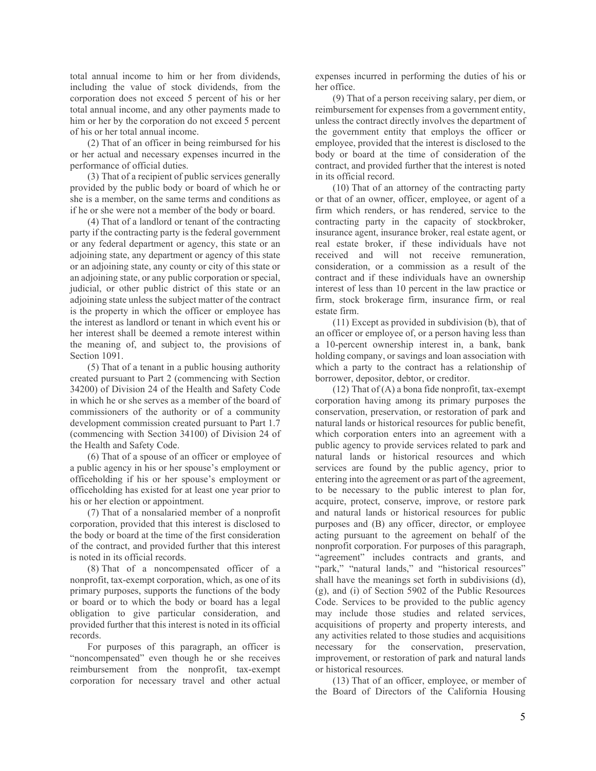total annual income to him or her from dividends, including the value of stock dividends, from the corporation does not exceed 5 percent of his or her total annual income, and any other payments made to him or her by the corporation do not exceed 5 percent of his or her total annual income.

(2) That of an officer in being reimbursed for his or her actual and necessary expenses incurred in the performance of official duties.

(3) That of a recipient of public services generally provided by the public body or board of which he or she is a member, on the same terms and conditions as if he or she were not a member of the body or board.

(4) That of a landlord or tenant of the contracting party if the contracting party is the federal government or any federal department or agency, this state or an adjoining state, any department or agency of this state or an adjoining state, any county or city of this state or an adjoining state, or any public corporation or special, judicial, or other public district of this state or an adjoining state unless the subject matter of the contract is the property in which the officer or employee has the interest as landlord or tenant in which event his or her interest shall be deemed a remote interest within the meaning of, and subject to, the provisions of Section 1091.

(5) That of a tenant in a public housing authority created pursuant to Part 2 (commencing with Section 34200) of Division 24 of the Health and Safety Code in which he or she serves as a member of the board of commissioners of the authority or of a community development commission created pursuant to Part 1.7 (commencing with Section 34100) of Division 24 of the Health and Safety Code.

(6) That of a spouse of an officer or employee of a public agency in his or her spouse's employment or officeholding if his or her spouse's employment or officeholding has existed for at least one year prior to his or her election or appointment.

(7) That of a nonsalaried member of a nonprofit corporation, provided that this interest is disclosed to the body or board at the time of the first consideration of the contract, and provided further that this interest is noted in its official records.

(8) That of a noncompensated officer of a nonprofit, tax-exempt corporation, which, as one of its primary purposes, supports the functions of the body or board or to which the body or board has a legal obligation to give particular consideration, and provided further that this interest is noted in its official records.

For purposes of this paragraph, an officer is "noncompensated" even though he or she receives reimbursement from the nonprofit, tax-exempt corporation for necessary travel and other actual expenses incurred in performing the duties of his or her office.

(9) That of a person receiving salary, per diem, or reimbursement for expenses from a government entity, unless the contract directly involves the department of the government entity that employs the officer or employee, provided that the interest is disclosed to the body or board at the time of consideration of the contract, and provided further that the interest is noted in its official record.

(10) That of an attorney of the contracting party or that of an owner, officer, employee, or agent of a firm which renders, or has rendered, service to the contracting party in the capacity of stockbroker, insurance agent, insurance broker, real estate agent, or real estate broker, if these individuals have not received and will not receive remuneration, consideration, or a commission as a result of the contract and if these individuals have an ownership interest of less than 10 percent in the law practice or firm, stock brokerage firm, insurance firm, or real estate firm.

(11) Except as provided in subdivision (b), that of an officer or employee of, or a person having less than a 10-percent ownership interest in, a bank, bank holding company, or savings and loan association with which a party to the contract has a relationship of borrower, depositor, debtor, or creditor.

(12) That of (A) a bona fide nonprofit, tax-exempt corporation having among its primary purposes the conservation, preservation, or restoration of park and natural lands or historical resources for public benefit, which corporation enters into an agreement with a public agency to provide services related to park and natural lands or historical resources and which services are found by the public agency, prior to entering into the agreement or as part of the agreement, to be necessary to the public interest to plan for, acquire, protect, conserve, improve, or restore park and natural lands or historical resources for public purposes and (B) any officer, director, or employee acting pursuant to the agreement on behalf of the nonprofit corporation. For purposes of this paragraph, "agreement" includes contracts and grants, and "park," "natural lands," and "historical resources" shall have the meanings set forth in subdivisions (d), (g), and (i) of Section 5902 of the Public Resources Code. Services to be provided to the public agency may include those studies and related services, acquisitions of property and property interests, and any activities related to those studies and acquisitions necessary for the conservation, preservation, improvement, or restoration of park and natural lands or historical resources.

(13) That of an officer, employee, or member of the Board of Directors of the California Housing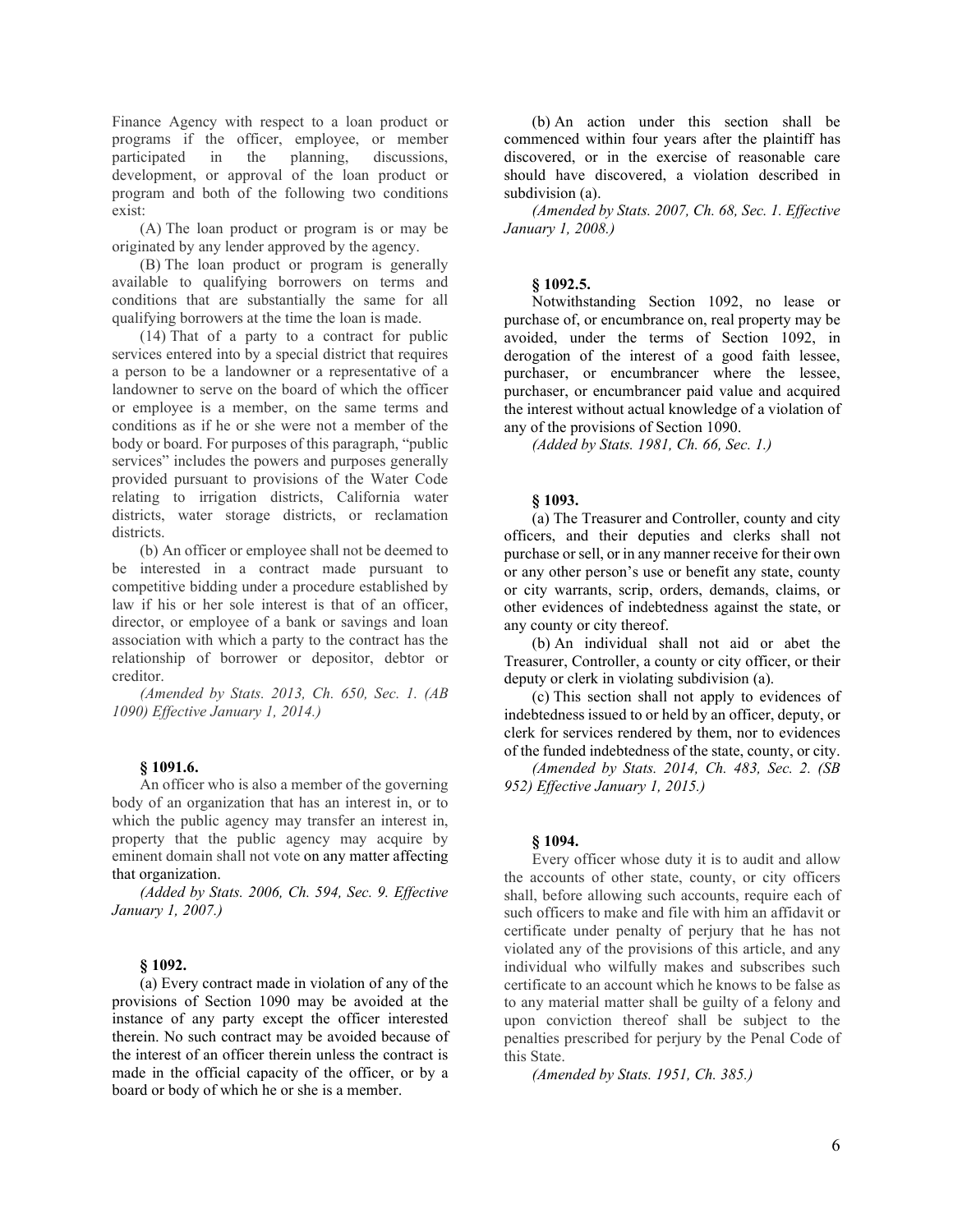Finance Agency with respect to a loan product or programs if the officer, employee, or member participated in the planning, discussions, development, or approval of the loan product or program and both of the following two conditions exist:

(A) The loan product or program is or may be originated by any lender approved by the agency.

(B) The loan product or program is generally available to qualifying borrowers on terms and conditions that are substantially the same for all qualifying borrowers at the time the loan is made.

(14) That of a party to a contract for public services entered into by a special district that requires a person to be a landowner or a representative of a landowner to serve on the board of which the officer or employee is a member, on the same terms and conditions as if he or she were not a member of the body or board. For purposes of this paragraph, "public services" includes the powers and purposes generally provided pursuant to provisions of the Water Code relating to irrigation districts, California water districts, water storage districts, or reclamation districts.

(b) An officer or employee shall not be deemed to be interested in a contract made pursuant to competitive bidding under a procedure established by law if his or her sole interest is that of an officer, director, or employee of a bank or savings and loan association with which a party to the contract has the relationship of borrower or depositor, debtor or creditor.

*(Amended by Stats. 2013, Ch. 650, Sec. 1. (AB 1090) Effective January 1, 2014.)*

**§ 1091.6.**

An officer who is also a member of the governing body of an organization that has an interest in, or to which the public agency may transfer an interest in, property that the public agency may acquire by eminent domain shall not vote on any matter affecting that organization.

*(Added by Stats. 2006, Ch. 594, Sec. 9. Effective January 1, 2007.)*

**§ 1092.**

(a) Every contract made in violation of any of the provisions of Section 1090 may be avoided at the instance of any party except the officer interested therein. No such contract may be avoided because of the interest of an officer therein unless the contract is made in the official capacity of the officer, or by a board or body of which he or she is a member.

(b) An action under this section shall be commenced within four years after the plaintiff has discovered, or in the exercise of reasonable care should have discovered, a violation described in subdivision (a).

*(Amended by Stats. 2007, Ch. 68, Sec. 1. Effective January 1, 2008.)*

**§ 1092.5.**

Notwithstanding Section 1092, no lease or purchase of, or encumbrance on, real property may be avoided, under the terms of Section 1092, in derogation of the interest of a good faith lessee, purchaser, or encumbrancer where the lessee, purchaser, or encumbrancer paid value and acquired the interest without actual knowledge of a violation of any of the provisions of Section 1090.

*(Added by Stats. 1981, Ch. 66, Sec. 1.)*

**§ 1093.**

(a) The Treasurer and Controller, county and city officers, and their deputies and clerks shall not purchase or sell, or in any manner receive for their own or any other person's use or benefit any state, county or city warrants, scrip, orders, demands, claims, or other evidences of indebtedness against the state, or any county or city thereof.

(b) An individual shall not aid or abet the Treasurer, Controller, a county or city officer, or their deputy or clerk in violating subdivision (a).

(c) This section shall not apply to evidences of indebtedness issued to or held by an officer, deputy, or clerk for services rendered by them, nor to evidences of the funded indebtedness of the state, county, or city.

*(Amended by Stats. 2014, Ch. 483, Sec. 2. (SB 952) Effective January 1, 2015.)*

**§ 1094.**

Every officer whose duty it is to audit and allow the accounts of other state, county, or city officers shall, before allowing such accounts, require each of such officers to make and file with him an affidavit or certificate under penalty of perjury that he has not violated any of the provisions of this article, and any individual who wilfully makes and subscribes such certificate to an account which he knows to be false as to any material matter shall be guilty of a felony and upon conviction thereof shall be subject to the penalties prescribed for perjury by the Penal Code of this State.

*(Amended by Stats. 1951, Ch. 385.)*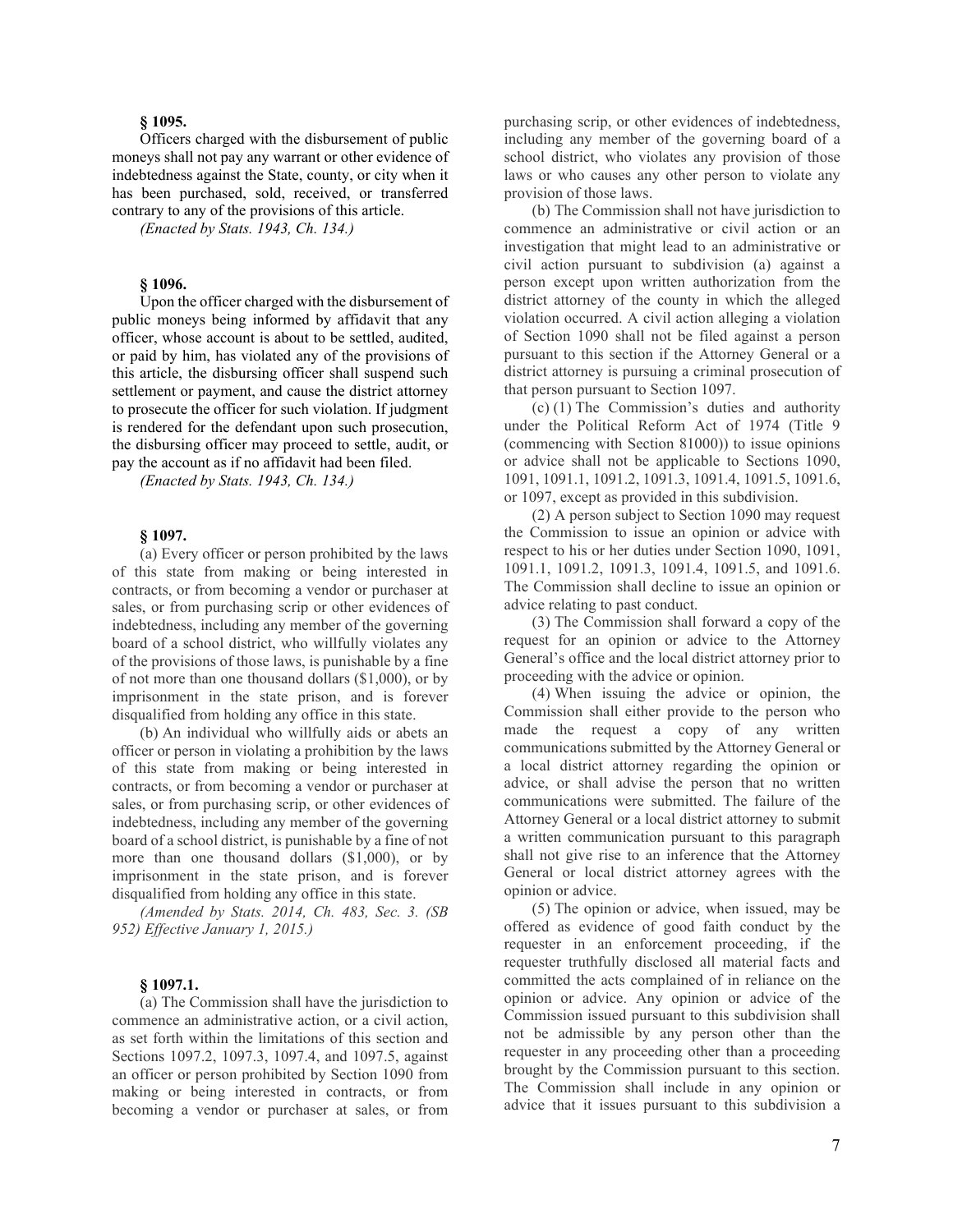**§ 1095.**

Officers charged with the disbursement of public moneys shall not pay any warrant or other evidence of indebtedness against the State, county, or city when it has been purchased, sold, received, or transferred contrary to any of the provisions of this article.

*(Enacted by Stats. 1943, Ch. 134.)*

**§ 1096.**

Upon the officer charged with the disbursement of public moneys being informed by affidavit that any officer, whose account is about to be settled, audited, or paid by him, has violated any of the provisions of this article, the disbursing officer shall suspend such settlement or payment, and cause the district attorney to prosecute the officer for such violation. If judgment is rendered for the defendant upon such prosecution, the disbursing officer may proceed to settle, audit, or pay the account as if no affidavit had been filed.

*(Enacted by Stats. 1943, Ch. 134.)*

**§ 1097.**

(a) Every officer or person prohibited by the laws of this state from making or being interested in contracts, or from becoming a vendor or purchaser at sales, or from purchasing scrip or other evidences of indebtedness, including any member of the governing board of a school district, who willfully violates any of the provisions of those laws, is punishable by a fine of not more than one thousand dollars ($1,000), or by imprisonment in the state prison, and is forever disqualified from holding any office in this state.

(b) An individual who willfully aids or abets an officer or person in violating a prohibition by the laws of this state from making or being interested in contracts, or from becoming a vendor or purchaser at sales, or from purchasing scrip, or other evidences of indebtedness, including any member of the governing board of a school district, is punishable by a fine of not more than one thousand dollars ($1,000), or by imprisonment in the state prison, and is forever disqualified from holding any office in this state.

*(Amended by Stats. 2014, Ch. 483, Sec. 3. (SB 952) Effective January 1, 2015.)*

**§ 1097.1.**

(a) The Commission shall have the jurisdiction to commence an administrative action, or a civil action, as set forth within the limitations of this section and Sections 1097.2, 1097.3, 1097.4, and 1097.5, against an officer or person prohibited by Section 1090 from making or being interested in contracts, or from becoming a vendor or purchaser at sales, or from purchasing scrip, or other evidences of indebtedness, including any member of the governing board of a school district, who violates any provision of those laws or who causes any other person to violate any provision of those laws.

(b) The Commission shall not have jurisdiction to commence an administrative or civil action or an investigation that might lead to an administrative or civil action pursuant to subdivision (a) against a person except upon written authorization from the district attorney of the county in which the alleged violation occurred. A civil action alleging a violation of Section 1090 shall not be filed against a person pursuant to this section if the Attorney General or a district attorney is pursuing a criminal prosecution of that person pursuant to Section 1097.

(c) (1) The Commission's duties and authority under the Political Reform Act of 1974 (Title 9 (commencing with Section 81000)) to issue opinions or advice shall not be applicable to Sections 1090, 1091, 1091.1, 1091.2, 1091.3, 1091.4, 1091.5, 1091.6, or 1097, except as provided in this subdivision.

(2) A person subject to Section 1090 may request the Commission to issue an opinion or advice with respect to his or her duties under Section 1090, 1091, 1091.1, 1091.2, 1091.3, 1091.4, 1091.5, and 1091.6. The Commission shall decline to issue an opinion or advice relating to past conduct.

(3) The Commission shall forward a copy of the request for an opinion or advice to the Attorney General's office and the local district attorney prior to proceeding with the advice or opinion.

(4) When issuing the advice or opinion, the Commission shall either provide to the person who made the request a copy of any written communications submitted by the Attorney General or a local district attorney regarding the opinion or advice, or shall advise the person that no written communications were submitted. The failure of the Attorney General or a local district attorney to submit a written communication pursuant to this paragraph shall not give rise to an inference that the Attorney General or local district attorney agrees with the opinion or advice.

(5) The opinion or advice, when issued, may be offered as evidence of good faith conduct by the requester in an enforcement proceeding, if the requester truthfully disclosed all material facts and committed the acts complained of in reliance on the opinion or advice. Any opinion or advice of the Commission issued pursuant to this subdivision shall not be admissible by any person other than the requester in any proceeding other than a proceeding brought by the Commission pursuant to this section. The Commission shall include in any opinion or advice that it issues pursuant to this subdivision a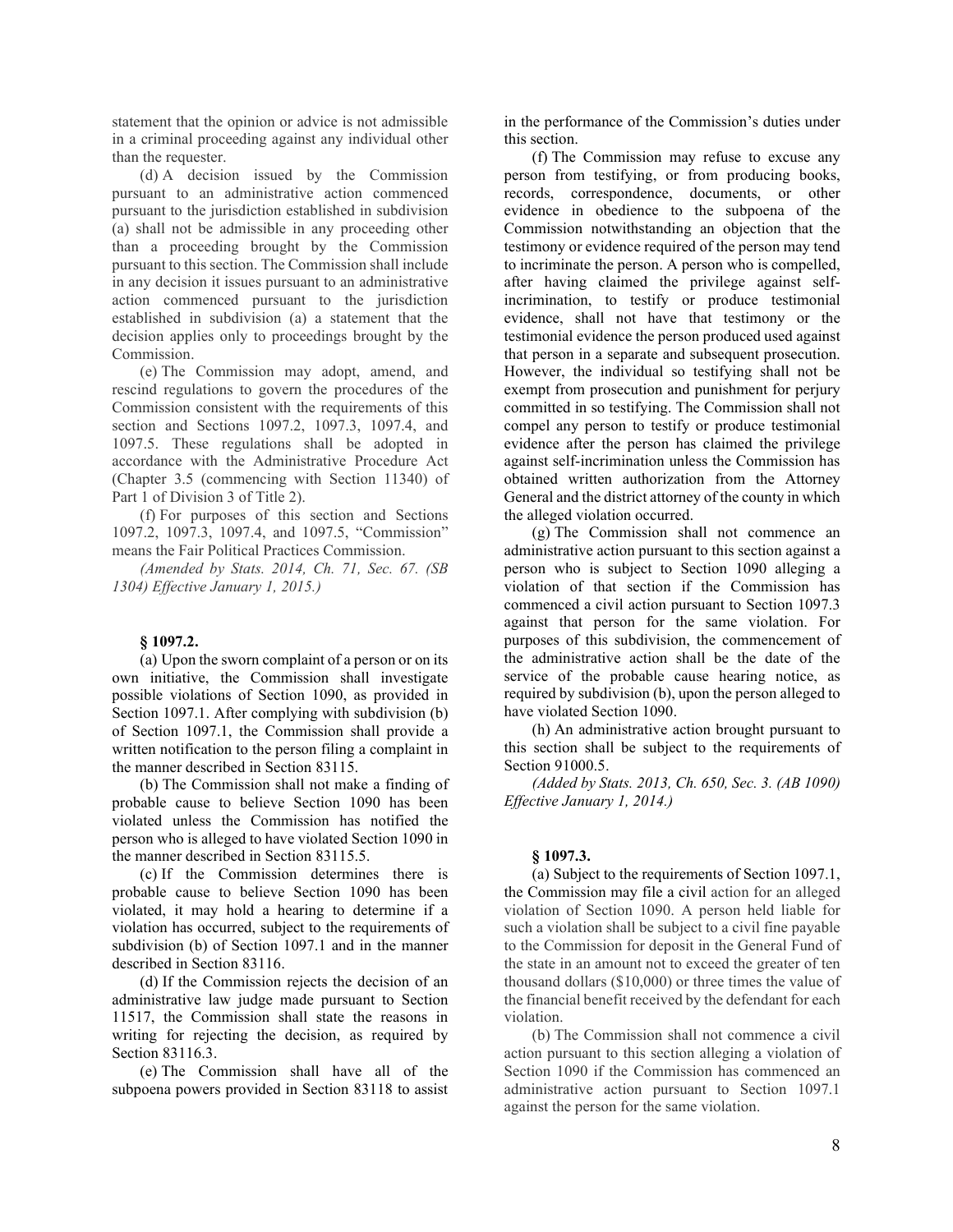statement that the opinion or advice is not admissible in a criminal proceeding against any individual other than the requester.

(d) A decision issued by the Commission pursuant to an administrative action commenced pursuant to the jurisdiction established in subdivision (a) shall not be admissible in any proceeding other than a proceeding brought by the Commission pursuant to this section. The Commission shall include in any decision it issues pursuant to an administrative action commenced pursuant to the jurisdiction established in subdivision (a) a statement that the decision applies only to proceedings brought by the Commission.

(e) The Commission may adopt, amend, and rescind regulations to govern the procedures of the Commission consistent with the requirements of this section and Sections 1097.2, 1097.3, 1097.4, and 1097.5. These regulations shall be adopted in accordance with the Administrative Procedure Act (Chapter 3.5 (commencing with Section 11340) of Part 1 of Division 3 of Title 2).

(f) For purposes of this section and Sections 1097.2, 1097.3, 1097.4, and 1097.5, "Commission" means the Fair Political Practices Commission.

*(Amended by Stats. 2014, Ch. 71, Sec. 67. (SB 1304) Effective January 1, 2015.)*

**§ 1097.2.**

(a) Upon the sworn complaint of a person or on its own initiative, the Commission shall investigate possible violations of Section 1090, as provided in Section 1097.1. After complying with subdivision (b) of Section 1097.1, the Commission shall provide a written notification to the person filing a complaint in the manner described in Section 83115.

(b) The Commission shall not make a finding of probable cause to believe Section 1090 has been violated unless the Commission has notified the person who is alleged to have violated Section 1090 in the manner described in Section 83115.5.

(c) If the Commission determines there is probable cause to believe Section 1090 has been violated, it may hold a hearing to determine if a violation has occurred, subject to the requirements of subdivision (b) of Section 1097.1 and in the manner described in Section 83116.

(d) If the Commission rejects the decision of an administrative law judge made pursuant to Section 11517, the Commission shall state the reasons in writing for rejecting the decision, as required by Section 83116.3.

(e) The Commission shall have all of the subpoena powers provided in Section 83118 to assist in the performance of the Commission's duties under this section.

(f) The Commission may refuse to excuse any person from testifying, or from producing books, records, correspondence, documents, or other evidence in obedience to the subpoena of the Commission notwithstanding an objection that the testimony or evidence required of the person may tend to incriminate the person. A person who is compelled, after having claimed the privilege against self-incrimination, to testify or produce testimonial evidence, shall not have that testimony or the testimonial evidence the person produced used against that person in a separate and subsequent prosecution. However, the individual so testifying shall not be exempt from prosecution and punishment for perjury committed in so testifying. The Commission shall not compel any person to testify or produce testimonial evidence after the person has claimed the privilege against self-incrimination unless the Commission has obtained written authorization from the Attorney General and the district attorney of the county in which the alleged violation occurred.

(g) The Commission shall not commence an administrative action pursuant to this section against a person who is subject to Section 1090 alleging a violation of that section if the Commission has commenced a civil action pursuant to Section 1097.3 against that person for the same violation. For purposes of this subdivision, the commencement of the administrative action shall be the date of the service of the probable cause hearing notice, as required by subdivision (b), upon the person alleged to have violated Section 1090.

(h) An administrative action brought pursuant to this section shall be subject to the requirements of Section 91000.5.

*(Added by Stats. 2013, Ch. 650, Sec. 3. (AB 1090) Effective January 1, 2014.)*

**§ 1097.3.**

(a) Subject to the requirements of Section 1097.1, the Commission may file a civil action for an alleged violation of Section 1090. A person held liable for such a violation shall be subject to a civil fine payable to the Commission for deposit in the General Fund of the state in an amount not to exceed the greater of ten thousand dollars ($10,000) or three times the value of the financial benefit received by the defendant for each violation.

(b) The Commission shall not commence a civil action pursuant to this section alleging a violation of Section 1090 if the Commission has commenced an administrative action pursuant to Section 1097.1 against the person for the same violation.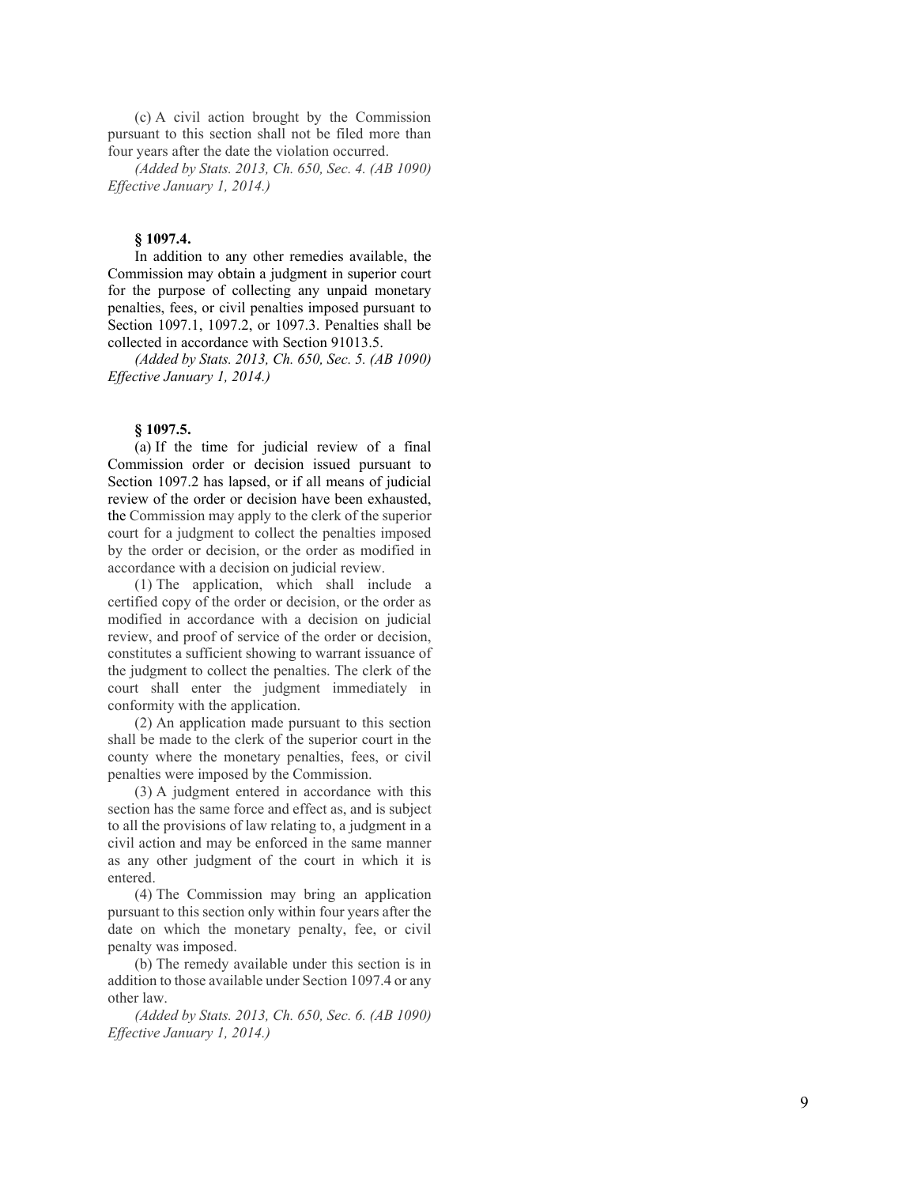(c) A civil action brought by the Commission pursuant to this section shall not be filed more than four years after the date the violation occurred.

*(Added by Stats. 2013, Ch. 650, Sec. 4. (AB 1090) Effective January 1, 2014.)*

**§ 1097.4.**

In addition to any other remedies available, the Commission may obtain a judgment in superior court for the purpose of collecting any unpaid monetary penalties, fees, or civil penalties imposed pursuant to Section 1097.1, 1097.2, or 1097.3. Penalties shall be collected in accordance with Section 91013.5.

*(Added by Stats. 2013, Ch. 650, Sec. 5. (AB 1090) Effective January 1, 2014.)*

**§ 1097.5.**

(a) If the time for judicial review of a final Commission order or decision issued pursuant to Section 1097.2 has lapsed, or if all means of judicial review of the order or decision have been exhausted, the Commission may apply to the clerk of the superior court for a judgment to collect the penalties imposed by the order or decision, or the order as modified in accordance with a decision on judicial review.

(1) The application, which shall include a certified copy of the order or decision, or the order as modified in accordance with a decision on judicial review, and proof of service of the order or decision, constitutes a sufficient showing to warrant issuance of the judgment to collect the penalties. The clerk of the court shall enter the judgment immediately in conformity with the application.

(2) An application made pursuant to this section shall be made to the clerk of the superior court in the county where the monetary penalties, fees, or civil penalties were imposed by the Commission.

(3) A judgment entered in accordance with this section has the same force and effect as, and is subject to all the provisions of law relating to, a judgment in a civil action and may be enforced in the same manner as any other judgment of the court in which it is entered.

(4) The Commission may bring an application pursuant to this section only within four years after the date on which the monetary penalty, fee, or civil penalty was imposed.

(b) The remedy available under this section is in addition to those available under Section 1097.4 or any other law.

*(Added by Stats. 2013, Ch. 650, Sec. 6. (AB 1090) Effective January 1, 2014.)*